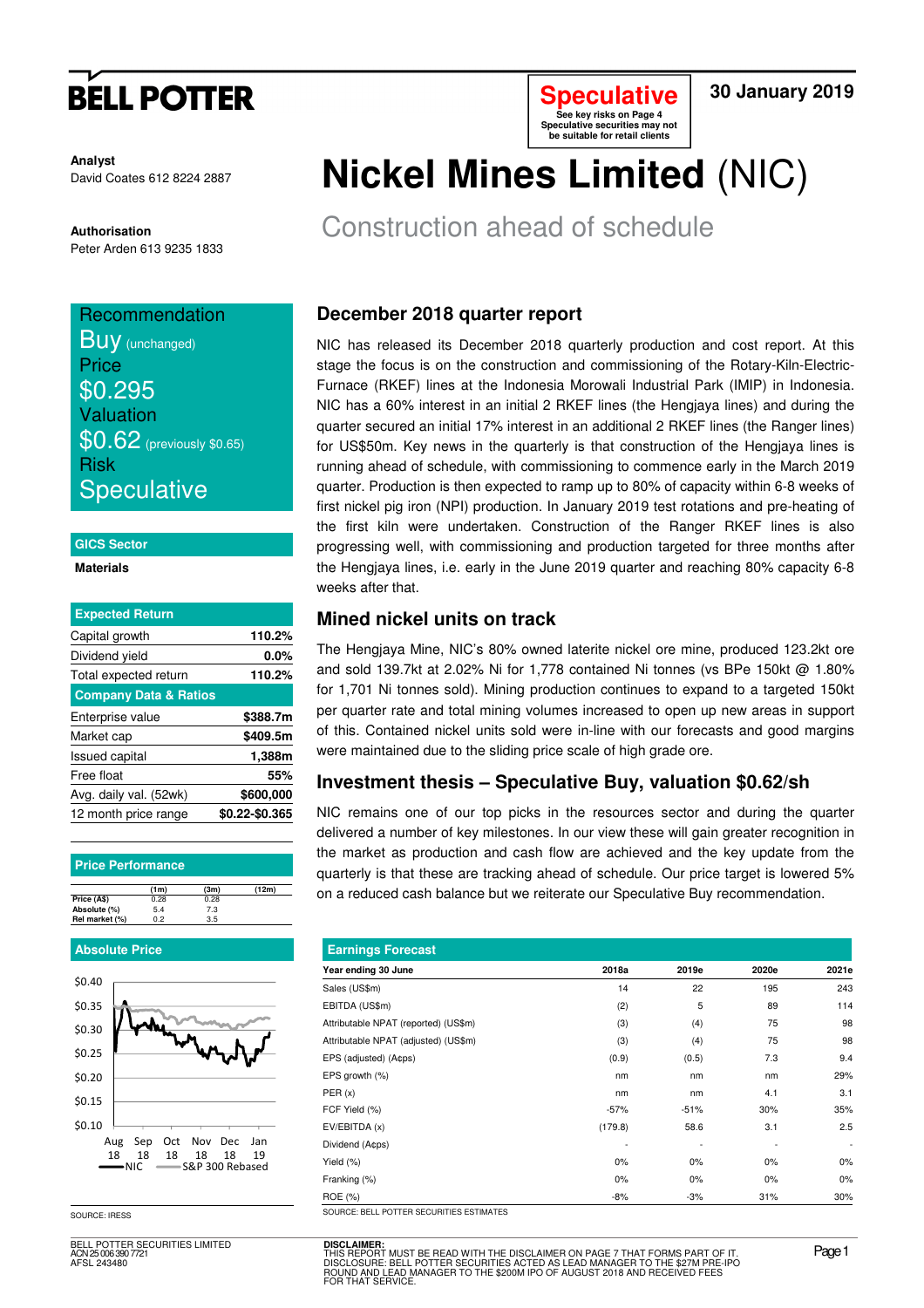# BELL POTTER

**Speculative**
See key risks on Page 4
Speculative securities may not be suitable for retail clients

**30 January 2019**

**Analyst**
David Coates 612 8224 2887

**Authorisation**
Peter Arden 613 9235 1833

# Nickel Mines Limited (NIC)

## Construction ahead of schedule

Recommendation
**Buy** (unchanged)
Price
**$0.295**
Valuation
**$0.62** (previously $0.65)
Risk
**Speculative**

**GICS Sector**

**Materials**

| Expected Return | |
|---|---|
| Capital growth | 110.2% |
| Dividend yield | 0.0% |
| Total expected return | 110.2% |
| **Company Data & Ratios** | |
| Enterprise value | $388.7m |
| Market cap | $409.5m |
| Issued capital | 1,388m |
| Free float | 55% |
| Avg. daily val. (52wk) | $600,000 |
| 12 month price range | $0.22-$0.365 |

**Price Performance**

| | (1m) | (3m) | (12m) |
|---|---|---|---|
| Price (A$) | 0.28 | 0.28 | |
| Absolute (%) | 5.4 | 7.3 | |
| Rel market (%) | 0.2 | 3.5 | |

**Absolute Price**

SOURCE: IRESS

### December 2018 quarter report

NIC has released its December 2018 quarterly production and cost report. At this stage the focus is on the construction and commissioning of the Rotary-Kiln-Electric-Furnace (RKEF) lines at the Indonesia Morowali Industrial Park (IMIP) in Indonesia. NIC has a 60% interest in an initial 2 RKEF lines (the Hengjaya lines) and during the quarter secured an initial 17% interest in an additional 2 RKEF lines (the Ranger lines) for US$50m. Key news in the quarterly is that construction of the Hengjaya lines is running ahead of schedule, with commissioning to commence early in the March 2019 quarter. Production is then expected to ramp up to 80% of capacity within 6-8 weeks of first nickel pig iron (NPI) production. In January 2019 test rotations and pre-heating of the first kiln were undertaken. Construction of the Ranger RKEF lines is also progressing well, with commissioning and production targeted for three months after the Hengjaya lines, i.e. early in the June 2019 quarter and reaching 80% capacity 6-8 weeks after that.

### Mined nickel units on track

The Hengjaya Mine, NIC's 80% owned laterite nickel ore mine, produced 123.2kt ore and sold 139.7kt at 2.02% Ni for 1,778 contained Ni tonnes (vs BPe 150kt @ 1.80% for 1,701 Ni tonnes sold). Mining production continues to expand to a targeted 150kt per quarter rate and total mining volumes increased to open up new areas in support of this. Contained nickel units sold were in-line with our forecasts and good margins were maintained due to the sliding price scale of high grade ore.

### Investment thesis – Speculative Buy, valuation $0.62/sh

NIC remains one of our top picks in the resources sector and during the quarter delivered a number of key milestones. In our view these will gain greater recognition in the market as production and cash flow are achieved and the key update from the quarterly is that these are tracking ahead of schedule. Our price target is lowered 5% on a reduced cash balance but we reiterate our Speculative Buy recommendation.

**Earnings Forecast**

| Year ending 30 June | 2018a | 2019e | 2020e | 2021e |
|---|---|---|---|---|
| Sales (US$m) | 14 | 22 | 195 | 243 |
| EBITDA (US$m) | (2) | 5 | 89 | 114 |
| Attributable NPAT (reported) (US$m) | (3) | (4) | 75 | 98 |
| Attributable NPAT (adjusted) (US$m) | (3) | (4) | 75 | 98 |
| EPS (adjusted) (A¢ps) | (0.9) | (0.5) | 7.3 | 9.4 |
| EPS growth (%) | nm | nm | nm | 29% |
| PER (x) | nm | nm | 4.1 | 3.1 |
| FCF Yield (%) | -57% | -51% | 30% | 35% |
| EV/EBITDA (x) | (179.8) | 58.6 | 3.1 | 2.5 |
| Dividend (A¢ps) | - | - | - | - |
| Yield (%) | 0% | 0% | 0% | 0% |
| Franking (%) | 0% | 0% | 0% | 0% |
| ROE (%) | -8% | -3% | 31% | 30% |

SOURCE: BELL POTTER SECURITIES ESTIMATES

BELL POTTER SECURITIES LIMITED
ACN 25 006 390 7721
AFSL 243480

**DISCLAIMER:**
THIS REPORT MUST BE READ WITH THE DISCLAIMER ON PAGE 7 THAT FORMS PART OF IT.
DISCLOSURE: BELL POTTER SECURITIES ACTED AS LEAD MANAGER TO THE $27M PRE-IPO ROUND AND LEAD MANAGER TO THE $200M IPO OF AUGUST 2018 AND RECEIVED FEES FOR THAT SERVICE.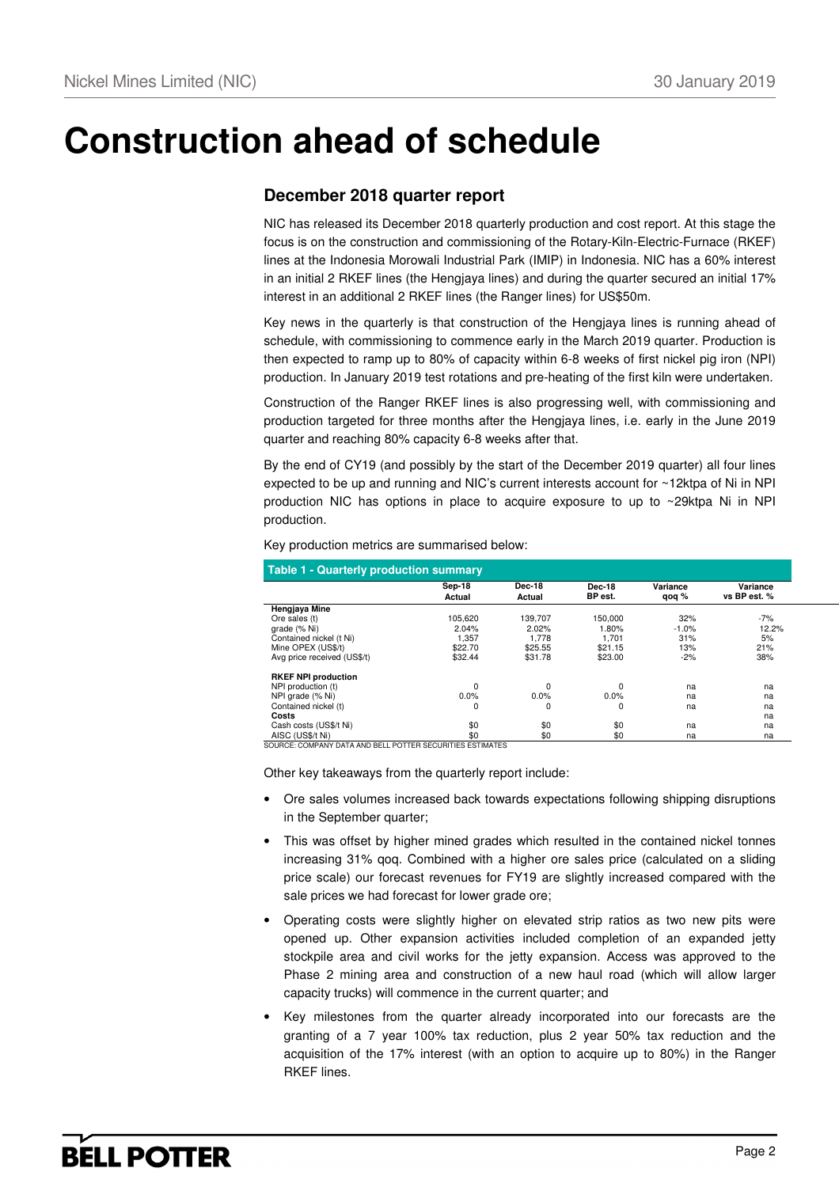# Construction ahead of schedule

## December 2018 quarter report

NIC has released its December 2018 quarterly production and cost report. At this stage the focus is on the construction and commissioning of the Rotary-Kiln-Electric-Furnace (RKEF) lines at the Indonesia Morowali Industrial Park (IMIP) in Indonesia. NIC has a 60% interest in an initial 2 RKEF lines (the Hengjaya lines) and during the quarter secured an initial 17% interest in an additional 2 RKEF lines (the Ranger lines) for US$50m.

Key news in the quarterly is that construction of the Hengjaya lines is running ahead of schedule, with commissioning to commence early in the March 2019 quarter. Production is then expected to ramp up to 80% of capacity within 6-8 weeks of first nickel pig iron (NPI) production. In January 2019 test rotations and pre-heating of the first kiln were undertaken.

Construction of the Ranger RKEF lines is also progressing well, with commissioning and production targeted for three months after the Hengjaya lines, i.e. early in the June 2019 quarter and reaching 80% capacity 6-8 weeks after that.

By the end of CY19 (and possibly by the start of the December 2019 quarter) all four lines expected to be up and running and NIC's current interests account for ~12ktpa of Ni in NPI production NIC has options in place to acquire exposure to up to ~29ktpa Ni in NPI production.

Key production metrics are summarised below:

**Table 1 - Quarterly production summary**

| | Sep-18 Actual | Dec-18 Actual | Dec-18 BP est. | Variance qoq % | Variance vs BP est. % |
|---|---|---|---|---|---|
| **Hengjaya Mine** | | | | | |
| Ore sales (t) | 105,620 | 139,707 | 150,000 | 32% | -7% |
| grade (% Ni) | 2.04% | 2.02% | 1.80% | -1.0% | 12.2% |
| Contained nickel (t Ni) | 1,357 | 1,778 | 1,701 | 31% | 5% |
| Mine OPEX (US$/t) | $22.70 | $25.55 | $21.15 | 13% | 21% |
| Avg price received (US$/t) | $32.44 | $31.78 | $23.00 | -2% | 38% |
| | | | | | |
| **RKEF NPI production** | | | | | |
| NPI production (t) | 0 | 0 | 0 | na | na |
| NPI grade (% Ni) | 0.0% | 0.0% | 0.0% | na | na |
| Contained nickel (t) | 0 | 0 | 0 | na | na |
| **Costs** | | | | | na |
| Cash costs (US$/t Ni) | $0 | $0 | $0 | na | na |
| AISC (US$/t Ni) | $0 | $0 | $0 | na | na |

SOURCE: COMPANY DATA AND BELL POTTER SECURITIES ESTIMATES

Other key takeaways from the quarterly report include:

- Ore sales volumes increased back towards expectations following shipping disruptions in the September quarter;
- This was offset by higher mined grades which resulted in the contained nickel tonnes increasing 31% qoq. Combined with a higher ore sales price (calculated on a sliding price scale) our forecast revenues for FY19 are slightly increased compared with the sale prices we had forecast for lower grade ore;
- Operating costs were slightly higher on elevated strip ratios as two new pits were opened up. Other expansion activities included completion of an expanded jetty stockpile area and civil works for the jetty expansion. Access was approved to the Phase 2 mining area and construction of a new haul road (which will allow larger capacity trucks) will commence in the current quarter; and
- Key milestones from the quarter already incorporated into our forecasts are the granting of a 7 year 100% tax reduction, plus 2 year 50% tax reduction and the acquisition of the 17% interest (with an option to acquire up to 80%) in the Ranger RKEF lines.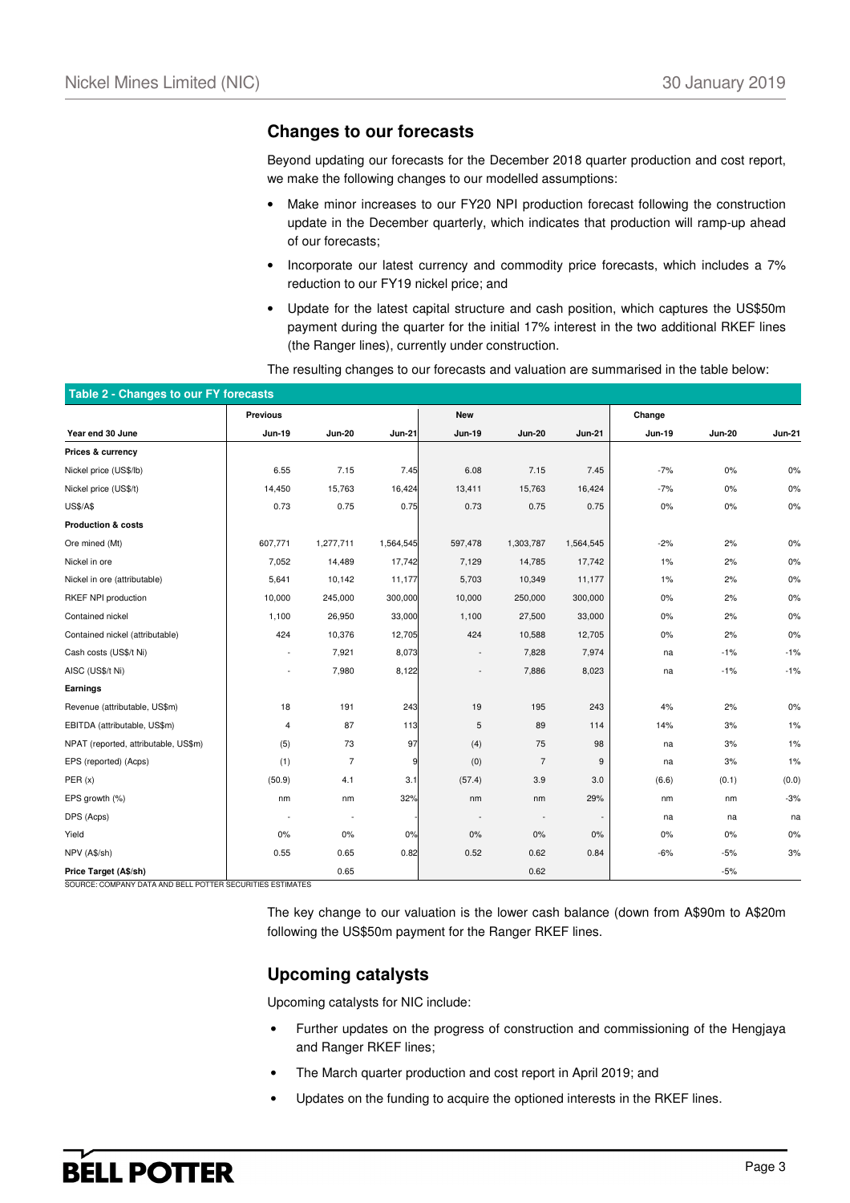## Changes to our forecasts

Beyond updating our forecasts for the December 2018 quarter production and cost report, we make the following changes to our modelled assumptions:

- Make minor increases to our FY20 NPI production forecast following the construction update in the December quarterly, which indicates that production will ramp-up ahead of our forecasts;
- Incorporate our latest currency and commodity price forecasts, which includes a 7% reduction to our FY19 nickel price; and
- Update for the latest capital structure and cash position, which captures the US$50m payment during the quarter for the initial 17% interest in the two additional RKEF lines (the Ranger lines), currently under construction.

The resulting changes to our forecasts and valuation are summarised in the table below:

**Table 2 - Changes to our FY forecasts**

| | Previous | | | New | | | Change | | |
|---|---|---|---|---|---|---|---|---|---|
| **Year end 30 June** | **Jun-19** | **Jun-20** | **Jun-21** | **Jun-19** | **Jun-20** | **Jun-21** | **Jun-19** | **Jun-20** | **Jun-21** |
| **Prices & currency** | | | | | | | | | |
| Nickel price (US$/lb) | 6.55 | 7.15 | 7.45 | 6.08 | 7.15 | 7.45 | -7% | 0% | 0% |
| Nickel price (US$/t) | 14,450 | 15,763 | 16,424 | 13,411 | 15,763 | 16,424 | -7% | 0% | 0% |
| US$/A$ | 0.73 | 0.75 | 0.75 | 0.73 | 0.75 | 0.75 | 0% | 0% | 0% |
| **Production & costs** | | | | | | | | | |
| Ore mined (Mt) | 607,771 | 1,277,711 | 1,564,545 | 597,478 | 1,303,787 | 1,564,545 | -2% | 2% | 0% |
| Nickel in ore | 7,052 | 14,489 | 17,742 | 7,129 | 14,785 | 17,742 | 1% | 2% | 0% |
| Nickel in ore (attributable) | 5,641 | 10,142 | 11,177 | 5,703 | 10,349 | 11,177 | 1% | 2% | 0% |
| RKEF NPI production | 10,000 | 245,000 | 300,000 | 10,000 | 250,000 | 300,000 | 0% | 2% | 0% |
| Contained nickel | 1,100 | 26,950 | 33,000 | 1,100 | 27,500 | 33,000 | 0% | 2% | 0% |
| Contained nickel (attributable) | 424 | 10,376 | 12,705 | 424 | 10,588 | 12,705 | 0% | 2% | 0% |
| Cash costs (US$/t Ni) | - | 7,921 | 8,073 | - | 7,828 | 7,974 | na | -1% | -1% |
| AISC (US$/t Ni) | - | 7,980 | 8,122 | - | 7,886 | 8,023 | na | -1% | -1% |
| **Earnings** | | | | | | | | | |
| Revenue (attributable, US$m) | 18 | 191 | 243 | 19 | 195 | 243 | 4% | 2% | 0% |
| EBITDA (attributable, US$m) | 4 | 87 | 113 | 5 | 89 | 114 | 14% | 3% | 1% |
| NPAT (reported, attributable, US$m) | (5) | 73 | 97 | (4) | 75 | 98 | na | 3% | 1% |
| EPS (reported) (Acps) | (1) | 7 | 9 | (0) | 7 | 9 | na | 3% | 1% |
| PER (x) | (50.9) | 4.1 | 3.1 | (57.4) | 3.9 | 3.0 | (6.6) | (0.1) | (0.0) |
| EPS growth (%) | nm | nm | 32% | nm | nm | 29% | nm | nm | -3% |
| DPS (Acps) | - | - | - | - | - | - | na | na | na |
| Yield | 0% | 0% | 0% | 0% | 0% | 0% | 0% | 0% | 0% |
| NPV (A$/sh) | 0.55 | 0.65 | 0.82 | 0.52 | 0.62 | 0.84 | -6% | -5% | 3% |
| **Price Target (A$/sh)** | | 0.65 | | | 0.62 | | | -5% | |

SOURCE: COMPANY DATA AND BELL POTTER SECURITIES ESTIMATES

The key change to our valuation is the lower cash balance (down from A$90m to A$20m following the US$50m payment for the Ranger RKEF lines.

## Upcoming catalysts

Upcoming catalysts for NIC include:

- Further updates on the progress of construction and commissioning of the Hengjaya and Ranger RKEF lines;
- The March quarter production and cost report in April 2019; and
- Updates on the funding to acquire the optioned interests in the RKEF lines.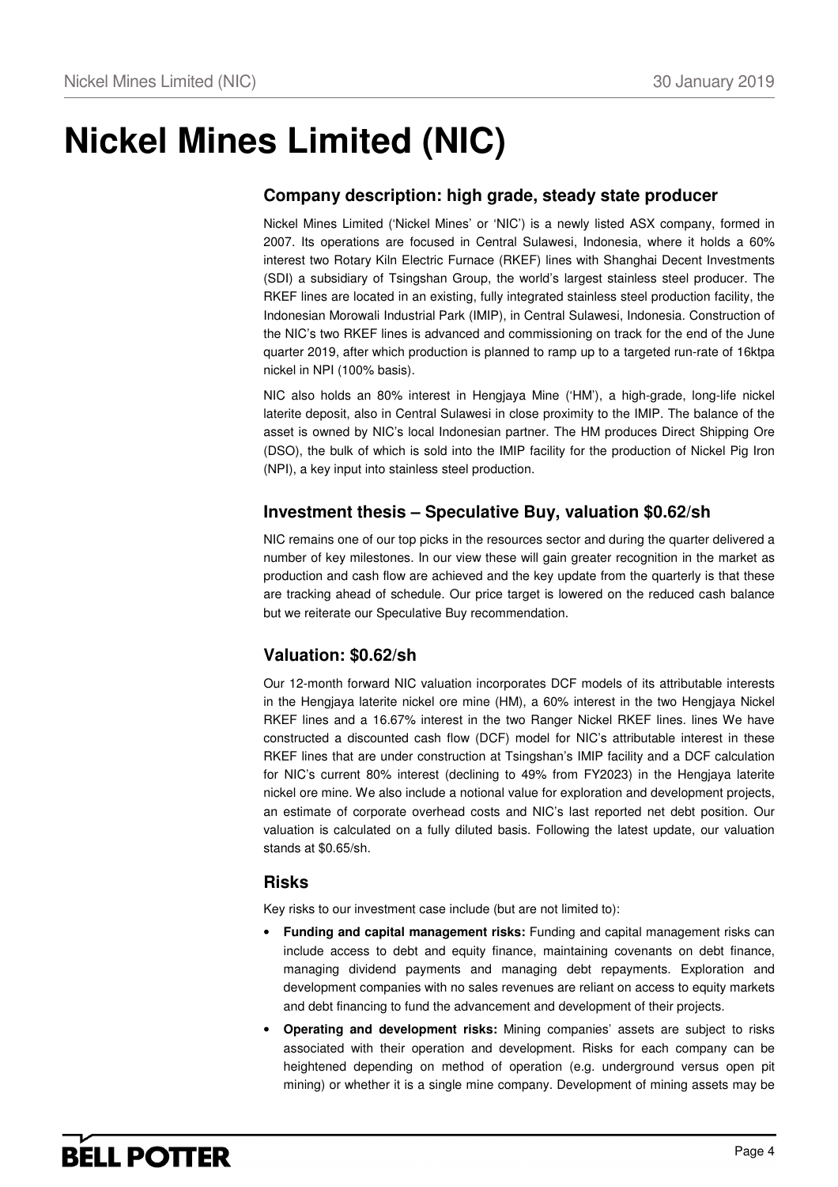# Nickel Mines Limited (NIC)

## Company description: high grade, steady state producer

Nickel Mines Limited ('Nickel Mines' or 'NIC') is a newly listed ASX company, formed in 2007. Its operations are focused in Central Sulawesi, Indonesia, where it holds a 60% interest two Rotary Kiln Electric Furnace (RKEF) lines with Shanghai Decent Investments (SDI) a subsidiary of Tsingshan Group, the world's largest stainless steel producer. The RKEF lines are located in an existing, fully integrated stainless steel production facility, the Indonesian Morowali Industrial Park (IMIP), in Central Sulawesi, Indonesia. Construction of the NIC's two RKEF lines is advanced and commissioning on track for the end of the June quarter 2019, after which production is planned to ramp up to a targeted run-rate of 16ktpa nickel in NPI (100% basis).

NIC also holds an 80% interest in Hengjaya Mine ('HM'), a high-grade, long-life nickel laterite deposit, also in Central Sulawesi in close proximity to the IMIP. The balance of the asset is owned by NIC's local Indonesian partner. The HM produces Direct Shipping Ore (DSO), the bulk of which is sold into the IMIP facility for the production of Nickel Pig Iron (NPI), a key input into stainless steel production.

## Investment thesis – Speculative Buy, valuation $0.62/sh

NIC remains one of our top picks in the resources sector and during the quarter delivered a number of key milestones. In our view these will gain greater recognition in the market as production and cash flow are achieved and the key update from the quarterly is that these are tracking ahead of schedule. Our price target is lowered on the reduced cash balance but we reiterate our Speculative Buy recommendation.

## Valuation: $0.62/sh

Our 12-month forward NIC valuation incorporates DCF models of its attributable interests in the Hengjaya laterite nickel ore mine (HM), a 60% interest in the two Hengjaya Nickel RKEF lines and a 16.67% interest in the two Ranger Nickel RKEF lines. lines We have constructed a discounted cash flow (DCF) model for NIC's attributable interest in these RKEF lines that are under construction at Tsingshan's IMIP facility and a DCF calculation for NIC's current 80% interest (declining to 49% from FY2023) in the Hengjaya laterite nickel ore mine. We also include a notional value for exploration and development projects, an estimate of corporate overhead costs and NIC's last reported net debt position. Our valuation is calculated on a fully diluted basis. Following the latest update, our valuation stands at $0.65/sh.

## Risks

Key risks to our investment case include (but are not limited to):

- **Funding and capital management risks:** Funding and capital management risks can include access to debt and equity finance, maintaining covenants on debt finance, managing dividend payments and managing debt repayments. Exploration and development companies with no sales revenues are reliant on access to equity markets and debt financing to fund the advancement and development of their projects.
- **Operating and development risks:** Mining companies' assets are subject to risks associated with their operation and development. Risks for each company can be heightened depending on method of operation (e.g. underground versus open pit mining) or whether it is a single mine company. Development of mining assets may be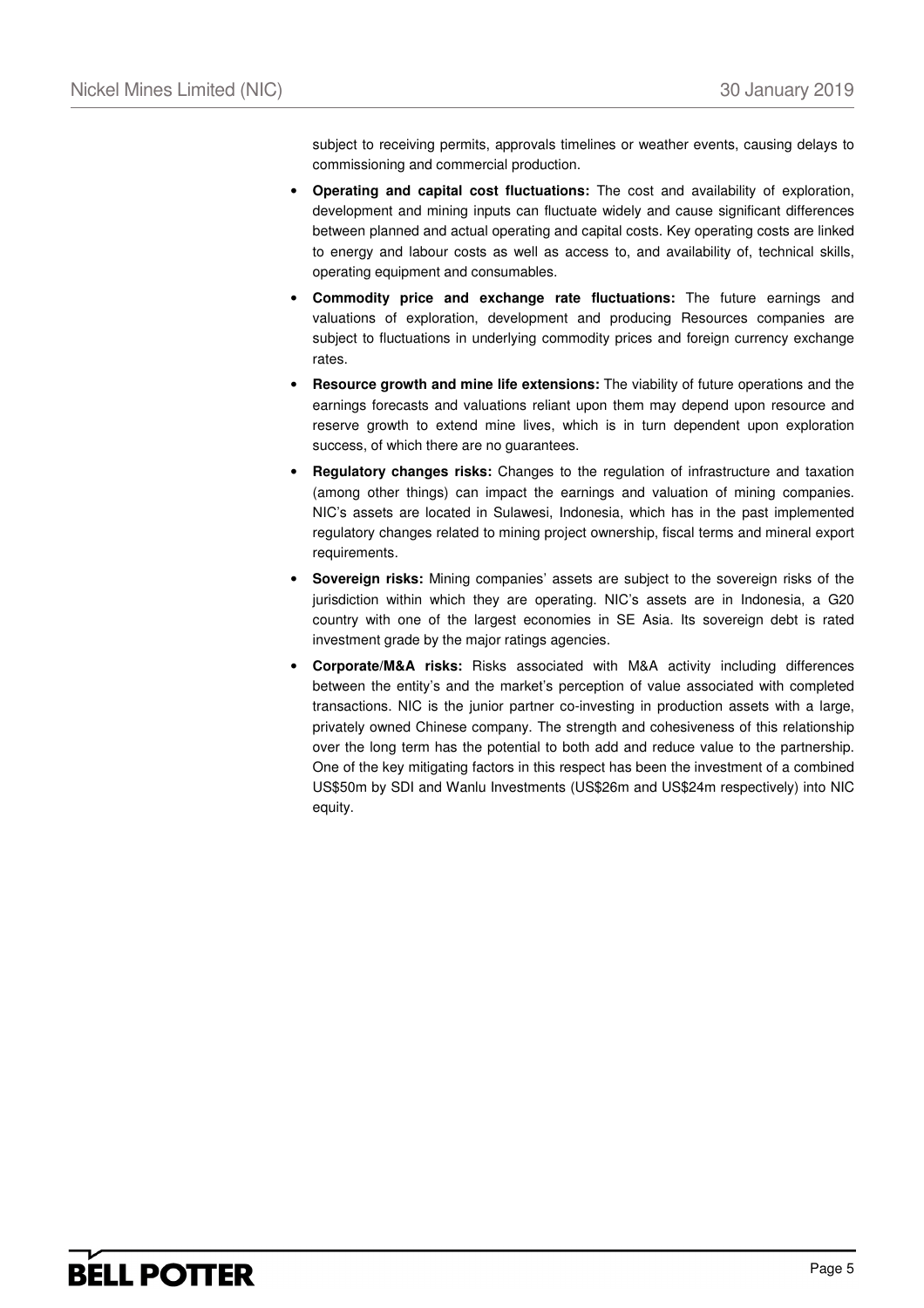subject to receiving permits, approvals timelines or weather events, causing delays to commissioning and commercial production.

- **Operating and capital cost fluctuations:** The cost and availability of exploration, development and mining inputs can fluctuate widely and cause significant differences between planned and actual operating and capital costs. Key operating costs are linked to energy and labour costs as well as access to, and availability of, technical skills, operating equipment and consumables.
- **Commodity price and exchange rate fluctuations:** The future earnings and valuations of exploration, development and producing Resources companies are subject to fluctuations in underlying commodity prices and foreign currency exchange rates.
- **Resource growth and mine life extensions:** The viability of future operations and the earnings forecasts and valuations reliant upon them may depend upon resource and reserve growth to extend mine lives, which is in turn dependent upon exploration success, of which there are no guarantees.
- **Regulatory changes risks:** Changes to the regulation of infrastructure and taxation (among other things) can impact the earnings and valuation of mining companies. NIC's assets are located in Sulawesi, Indonesia, which has in the past implemented regulatory changes related to mining project ownership, fiscal terms and mineral export requirements.
- **Sovereign risks:** Mining companies' assets are subject to the sovereign risks of the jurisdiction within which they are operating. NIC's assets are in Indonesia, a G20 country with one of the largest economies in SE Asia. Its sovereign debt is rated investment grade by the major ratings agencies.
- **Corporate/M&A risks:** Risks associated with M&A activity including differences between the entity's and the market's perception of value associated with completed transactions. NIC is the junior partner co-investing in production assets with a large, privately owned Chinese company. The strength and cohesiveness of this relationship over the long term has the potential to both add and reduce value to the partnership. One of the key mitigating factors in this respect has been the investment of a combined US$50m by SDI and Wanlu Investments (US$26m and US$24m respectively) into NIC equity.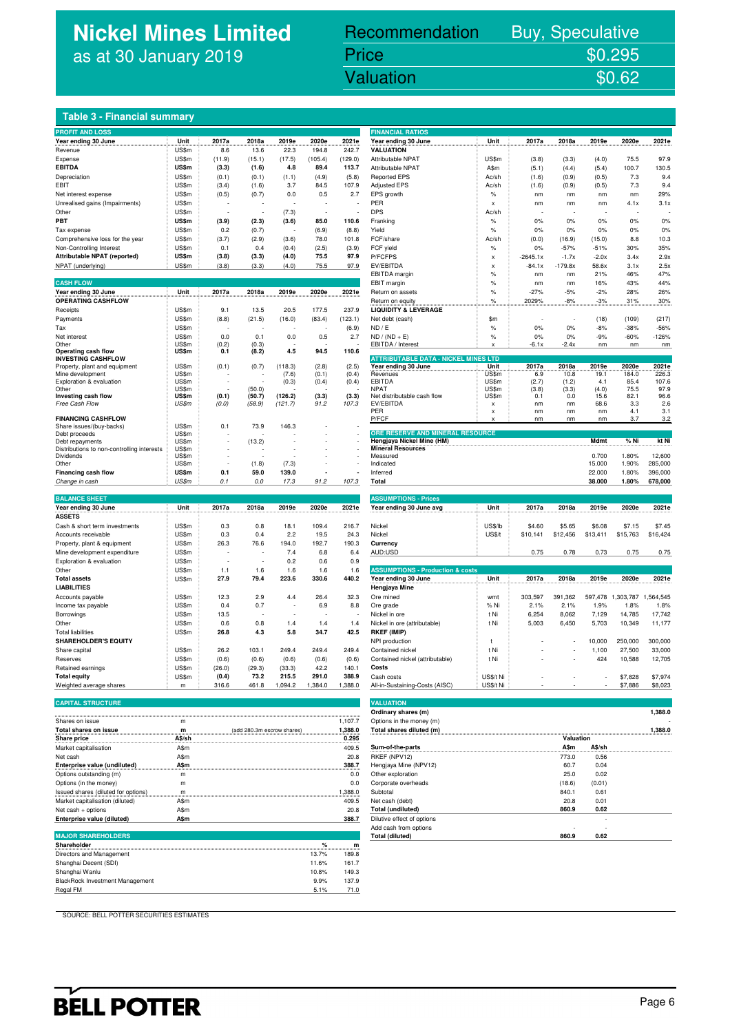# Nickel Mines Limited
as at 30 January 2019

| Recommendation | Buy, Speculative |
|---|---|
| Price | $0.295 |
| Valuation | $0.62 |

## Table 3 - Financial summary

**PROFIT AND LOSS**

| Year ending 30 June | Unit | 2017a | 2018a | 2019e | 2020e | 2021e |
|---|---|---|---|---|---|---|
| Revenue | US$m | 8.6 | 13.6 | 22.3 | 194.8 | 242.7 |
| Expense | US$m | (11.9) | (15.1) | (17.5) | (105.4) | (129.0) |
| **EBITDA** | **US$m** | **(3.3)** | **(1.6)** | **4.8** | **89.4** | **113.7** |
| Depreciation | US$m | (0.1) | (0.1) | (1.1) | (4.9) | (5.8) |
| EBIT | US$m | (3.4) | (1.6) | 3.7 | 84.5 | 107.9 |
| Net interest expense | US$m | (0.5) | (0.7) | 0.0 | 0.5 | 2.7 |
| Unrealised gains (Impairments) | US$m | - | - | - | - | - |
| Other | US$m | - | - | (7.3) | - | - |
| **PBT** | **US$m** | **(3.9)** | **(2.3)** | **(3.6)** | **85.0** | **110.6** |
| Tax expense | US$m | 0.2 | (0.7) | - | (6.9) | (8.8) |
| Comprehensive loss for the year | US$m | (3.7) | (2.9) | (3.6) | 78.0 | 101.8 |
| Non-Controlling Interest | US$m | 0.1 | 0.4 | (0.4) | (2.5) | (3.9) |
| **Attributable NPAT (reported)** | **US$m** | **(3.8)** | **(3.3)** | **(4.0)** | **75.5** | **97.9** |
| NPAT (underlying) | US$m | (3.8) | (3.3) | (4.0) | 75.5 | 97.9 |

**CASH FLOW**

| Year ending 30 June | Unit | 2017a | 2018a | 2019e | 2020e | 2021e |
|---|---|---|---|---|---|---|
| **OPERATING CASHFLOW** | | | | | | |
| Receipts | US$m | 9.1 | 13.5 | 20.5 | 177.5 | 237.9 |
| Payments | US$m | (8.8) | (21.5) | (16.0) | (83.4) | (123.1) |
| Tax | US$m | - | - | - | - | (6.9) |
| Net interest | US$m | 0.0 | 0.1 | 0.0 | 0.5 | 2.7 |
| Other | US$m | (0.2) | (0.3) | - | - | - |
| **Operating cash flow** | **US$m** | **0.1** | **(8.2)** | **4.5** | **94.5** | **110.6** |
| **INVESTING CASHFLOW** | | | | | | |
| Property, plant and equipment | US$m | (0.1) | (0.7) | (118.3) | (2.8) | (2.5) |
| Mine development | US$m | - | - | (7.6) | (0.1) | (0.4) |
| Exploration & evaluation | US$m | - | - | (0.3) | (0.4) | (0.4) |
| Other | US$m | - | (50.0) | - | - | - |
| **Investing cash flow** | **US$m** | **(0.1)** | **(50.7)** | **(126.2)** | **(3.3)** | **(3.3)** |
| *Free Cash Flow* | *US$m* | *(0.0)* | *(58.9)* | *(121.7)* | *91.2* | *107.3* |
| **FINANCING CASHFLOW** | | | | | | |
| Share issues/(buy-backs) | US$m | 0.1 | 73.9 | 146.3 | - | - |
| Debt proceeds | US$m | - | - | - | - | - |
| Debt repayments | US$m | - | (13.2) | - | - | - |
| Distributions to non-controlling interests | US$m | - | - | - | - | - |
| Dividends | US$m | - | - | - | - | - |
| Other | US$m | - | (1.8) | (7.3) | - | - |
| **Financing cash flow** | **US$m** | **0.1** | **59.0** | **139.0** | **-** | **-** |
| *Change in cash* | *US$m* | *0.1* | *0.0* | *17.3* | *91.2* | *107.3* |

**BALANCE SHEET**

| Year ending 30 June | Unit | 2017a | 2018a | 2019e | 2020e | 2021e |
|---|---|---|---|---|---|---|
| **ASSETS** | | | | | | |
| Cash & short term investments | US$m | 0.3 | 0.8 | 18.1 | 109.4 | 216.7 |
| Accounts receivable | US$m | 0.3 | 0.4 | 2.2 | 19.5 | 24.3 |
| Property, plant & equipment | US$m | 26.3 | 76.6 | 194.0 | 192.7 | 190.3 |
| Mine development expenditure | US$m | - | - | 7.4 | 6.8 | 6.4 |
| Exploration & evaluation | US$m | - | - | 0.2 | 0.6 | 0.9 |
| Other | US$m | 1.1 | 1.6 | 1.6 | 1.6 | 1.6 |
| **Total assets** | **US$m** | **27.9** | **79.4** | **223.6** | **330.6** | **440.2** |
| **LIABILITIES** | | | | | | |
| Accounts payable | US$m | 12.3 | 2.9 | 4.4 | 26.4 | 32.3 |
| Income tax payable | US$m | 0.4 | 0.7 | - | 6.9 | 8.8 |
| Borrowings | US$m | 13.5 | - | - | - | - |
| Other | US$m | 0.6 | 0.8 | 1.4 | 1.4 | 1.4 |
| Total liabilities | US$m | 26.8 | 4.3 | 5.8 | 34.7 | 42.5 |
| **SHAREHOLDER'S EQUITY** | | | | | | |
| Share capital | US$m | 26.2 | 103.1 | 249.4 | 249.4 | 249.4 |
| Reserves | US$m | (0.6) | (0.6) | (0.6) | (0.6) | (0.6) |
| Retained earnings | US$m | (26.0) | (29.3) | (33.3) | 42.2 | 140.1 |
| **Total equity** | **US$m** | **(0.4)** | **73.2** | **215.5** | **291.0** | **388.9** |
| Weighted average shares | m | 316.6 | 461.8 | 1,094.2 | 1,384.0 | 1,388.0 |

**CAPITAL STRUCTURE**

| | Unit | | |
|---|---|---|---|
| Shares on issue | m | | 1,107.7 |
| **Total shares on issue** | **m** | (add 280.3m escrow shares) | **1,388.0** |
| **Share price** | **A$/sh** | | **0.295** |
| Market capitalisation | A$m | | 409.5 |
| Net cash | A$m | | 20.8 |
| **Enterprise value (undiluted)** | **A$m** | | **388.7** |
| Options outstanding (m) | m | | 0.0 |
| Options (in the money) | m | | 0.0 |
| Issued shares (diluted for options) | m | | 1,388.0 |
| Market capitalisation (diluted) | A$m | | 409.5 |
| Net cash + options | A$m | | 20.8 |
| **Enterprise value (diluted)** | **A$m** | | **388.7** |

**MAJOR SHAREHOLDERS**

| Shareholder | % | m |
|---|---|---|
| Directors and Management | 13.7% | 189.8 |
| Shanghai Decent (SDI) | 11.6% | 161.7 |
| Shanghai Wanlu | 10.8% | 149.3 |
| BlackRock Investment Management | 9.9% | 137.9 |
| Regal FM | 5.1% | 71.0 |

**FINANCIAL RATIOS**

| Year ending 30 June | Unit | 2017a | 2018a | 2019e | 2020e | 2021e |
|---|---|---|---|---|---|---|
| **VALUATION** | | | | | | |
| Attributable NPAT | US$m | (3.8) | (3.3) | (4.0) | 75.5 | 97.9 |
| Attributable NPAT | A$m | (5.1) | (4.4) | (5.4) | 100.7 | 130.5 |
| Reported EPS | Ac/sh | (1.6) | (0.9) | (0.5) | 7.3 | 9.4 |
| Adjusted EPS | Ac/sh | (1.6) | (0.9) | (0.5) | 7.3 | 9.4 |
| EPS growth | % | nm | nm | nm | nm | 29% |
| PER | x | nm | nm | nm | 4.1x | 3.1x |
| DPS | Ac/sh | - | - | - | - | - |
| Franking | % | 0% | 0% | 0% | 0% | 0% |
| Yield | % | 0% | 0% | 0% | 0% | 0% |
| FCF/share | Ac/sh | (0.0) | (16.9) | (15.0) | 8.8 | 10.3 |
| FCF yield | % | 0% | -57% | -51% | 30% | 35% |
| P/FCFPS | x | -2645.1x | -1.7x | -2.0x | 3.4x | 2.9x |
| EV/EBITDA | x | -84.1x | -179.8x | 58.6x | 3.1x | 2.5x |
| EBITDA margin | % | nm | nm | 21% | 46% | 47% |
| EBIT margin | % | nm | nm | 16% | 43% | 44% |
| Return on assets | % | -27% | -5% | -2% | 28% | 26% |
| Return on equity | % | 2029% | -8% | -3% | 31% | 30% |
| **LIQUIDITY & LEVERAGE** | | | | | | |
| Net debt (cash) | $m | - | - | (18) | (109) | (217) |
| ND / E | % | 0% | 0% | -8% | -38% | -56% |
| ND / (ND + E) | % | 0% | 0% | -9% | -60% | -126% |
| EBITDA / Interest | x | -6.1x | -2.4x | nm | nm | nm |

**ATTRIBUTABLE DATA - NICKEL MINES LTD**

| Year ending 30 June | Unit | 2017a | 2018a | 2019e | 2020e | 2021e |
|---|---|---|---|---|---|---|
| Revenues | US$m | 6.9 | 10.8 | 19.1 | 184.0 | 226.3 |
| EBITDA | US$m | (2.7) | (1.2) | 4.1 | 85.4 | 107.6 |
| NPAT | US$m | (3.8) | (3.3) | (4.0) | 75.5 | 97.9 |
| Net distributable cash flow | US$m | 0.1 | 0.0 | 15.6 | 82.1 | 96.6 |
| EV/EBITDA | x | nm | nm | 68.6 | 3.3 | 2.6 |
| PER | x | nm | nm | nm | 4.1 | 3.1 |
| P/FCF | x | nm | nm | nm | 3.7 | 3.2 |

**ORE RESERVE AND MINERAL RESOURCE**

| Hengjaya Nickel Mine (HM) | Mdmt | % Ni | kt Ni |
|---|---|---|---|
| **Mineral Resources** | | | |
| Measured | 0.700 | 1.80% | 12,600 |
| Indicated | 15.000 | 1.90% | 285,000 |
| Inferred | 22.000 | 1.80% | 396,000 |
| **Total** | **38.000** | **1.80%** | **678,000** |

**ASSUMPTIONS - Prices**

| Year ending 30 June avg | Unit | 2017a | 2018a | 2019e | 2020e | 2021e |
|---|---|---|---|---|---|---|
| Nickel | US$/lb | $4.60 | $5.65 | $6.08 | $7.15 | $7.45 |
| Nickel | US$/t | $10,141 | $12,456 | $13,411 | $15,763 | $16,424 |
| **Currency** | | | | | | |
| AUD:USD | | 0.75 | 0.78 | 0.73 | 0.75 | 0.75 |

**ASSUMPTIONS - Production & costs**

| Year ending 30 June | Unit | 2017a | 2018a | 2019e | 2020e | 2021e |
|---|---|---|---|---|---|---|
| **Hengjaya Mine** | | | | | | |
| Ore mined | wmt | 303,597 | 391,362 | 597,478 | 1,303,787 | 1,564,545 |
| Ore grade | % Ni | 2.1% | 2.1% | 1.9% | 1.8% | 1.8% |
| Nickel in ore | t Ni | 6,254 | 8,062 | 7,129 | 14,785 | 17,742 |
| Nickel in ore (attributable) | t Ni | 5,003 | 6,450 | 5,703 | 10,349 | 11,177 |
| **RKEF (IMIP)** | | | | | | |
| NPI production | t | - | - | 10,000 | 250,000 | 300,000 |
| Contained nickel | t Ni | - | - | 1,100 | 27,500 | 33,000 |
| Contained nickel (attributable) | t Ni | - | - | 424 | 10,588 | 12,705 |
| **Costs** | | | | | | |
| Cash costs | US$/t Ni | - | - | - | $7,828 | $7,974 |
| All-in-Sustaining-Costs (AISC) | US$/t Ni | - | - | - | $7,886 | $8,023 |

**VALUATION**

| | | |
|---|---|---|
| Ordinary shares (m) | | 1,388.0 |
| Options in the money (m) | | - |
| **Total shares diluted (m)** | | **1,388.0** |

| | Valuation | |
|---|---|---|
| **Sum-of-the-parts** | **A$m** | **A$/sh** |
| RKEF (NPV12) | 773.0 | 0.56 |
| Hengjaya Mine (NPV12) | 60.7 | 0.04 |
| Other exploration | 25.0 | 0.02 |
| Corporate overheads | (18.6) | (0.01) |
| Subtotal | 840.1 | 0.61 |
| Net cash (debt) | 20.8 | 0.01 |
| **Total (undiluted)** | **860.9** | **0.62** |
| Dilutive effect of options | | - |
| Add cash from options | | - |
| **Total (diluted)** | **860.9** | **0.62** |

SOURCE: BELL POTTER SECURITIES ESTIMATES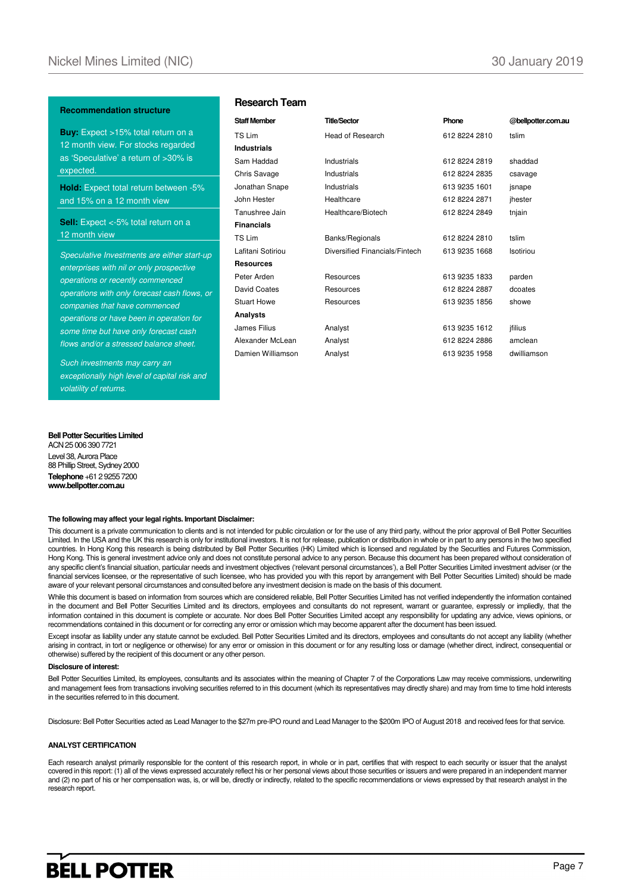**Recommendation structure**

**Buy:** Expect >15% total return on a 12 month view. For stocks regarded as 'Speculative' a return of >30% is expected.

**Hold:** Expect total return between -5% and 15% on a 12 month view

**Sell:** Expect <-5% total return on a 12 month view

*Speculative Investments are either start-up enterprises with nil or only prospective operations or recently commenced operations with only forecast cash flows, or companies that have commenced operations or have been in operation for some time but have only forecast cash flows and/or a stressed balance sheet.*

*Such investments may carry an exceptionally high level of capital risk and volatility of returns.*

## Research Team

| Staff Member | Title/Sector | Phone | @bellpotter.com.au |
|---|---|---|---|
| TS Lim | Head of Research | 612 8224 2810 | tslim |
| **Industrials** | | | |
| Sam Haddad | Industrials | 612 8224 2819 | shaddad |
| Chris Savage | Industrials | 612 8224 2835 | csavage |
| Jonathan Snape | Industrials | 613 9235 1601 | jsnape |
| John Hester | Healthcare | 612 8224 2871 | jhester |
| Tanushree Jain | Healthcare/Biotech | 612 8224 2849 | tnjain |
| **Financials** | | | |
| TS Lim | Banks/Regionals | 612 8224 2810 | tslim |
| Lafitani Sotiriou | Diversified Financials/Fintech | 613 9235 1668 | lsotiriou |
| **Resources** | | | |
| Peter Arden | Resources | 613 9235 1833 | parden |
| David Coates | Resources | 612 8224 2887 | dcoates |
| Stuart Howe | Resources | 613 9235 1856 | showe |
| **Analysts** | | | |
| James Filius | Analyst | 613 9235 1612 | jfilius |
| Alexander McLean | Analyst | 612 8224 2886 | amclean |
| Damien Williamson | Analyst | 613 9235 1958 | dwilliamson |

**Bell Potter Securities Limited**
ACN 25 006 390 7721
Level 38, Aurora Place
88 Phillip Street, Sydney 2000
**Telephone** +61 2 9255 7200
**www.bellpotter.com.au**

**The following may affect your legal rights. Important Disclaimer:**

This document is a private communication to clients and is not intended for public circulation or for the use of any third party, without the prior approval of Bell Potter Securities Limited. In the USA and the UK this research is only for institutional investors. It is not for release, publication or distribution in whole or in part to any persons in the two specified countries. In Hong Kong this research is being distributed by Bell Potter Securities (HK) Limited which is licensed and regulated by the Securities and Futures Commission, Hong Kong. This is general investment advice only and does not constitute personal advice to any person. Because this document has been prepared without consideration of any specific client's financial situation, particular needs and investment objectives ('relevant personal circumstances'), a Bell Potter Securities Limited investment adviser (or the financial services licensee, or the representative of such licensee, who has provided you with this report by arrangement with Bell Potter Securities Limited) should be made aware of your relevant personal circumstances and consulted before any investment decision is made on the basis of this document.

While this document is based on information from sources which are considered reliable, Bell Potter Securities Limited has not verified independently the information contained in the document and Bell Potter Securities Limited and its directors, employees and consultants do not represent, warrant or guarantee, expressly or impliedly, that the information contained in this document is complete or accurate. Nor does Bell Potter Securities Limited accept any responsibility for updating any advice, views opinions, or recommendations contained in this document or for correcting any error or omission which may become apparent after the document has been issued.

Except insofar as liability under any statute cannot be excluded. Bell Potter Securities Limited and its directors, employees and consultants do not accept any liability (whether arising in contract, in tort or negligence or otherwise) for any error or omission in this document or for any resulting loss or damage (whether direct, indirect, consequential or otherwise) suffered by the recipient of this document or any other person.

**Disclosure of interest:**

Bell Potter Securities Limited, its employees, consultants and its associates within the meaning of Chapter 7 of the Corporations Law may receive commissions, underwriting and management fees from transactions involving securities referred to in this document (which its representatives may directly share) and may from time to time hold interests in the securities referred to in this document.

Disclosure: Bell Potter Securities acted as Lead Manager to the $27m pre-IPO round and Lead Manager to the $200m IPO of August 2018 and received fees for that service.

**ANALYST CERTIFICATION**

Each research analyst primarily responsible for the content of this research report, in whole or in part, certifies that with respect to each security or issuer that the analyst covered in this report: (1) all of the views expressed accurately reflect his or her personal views about those securities or issuers and were prepared in an independent manner and (2) no part of his or her compensation was, is, or will be, directly or indirectly, related to the specific recommendations or views expressed by that research analyst in the research report.